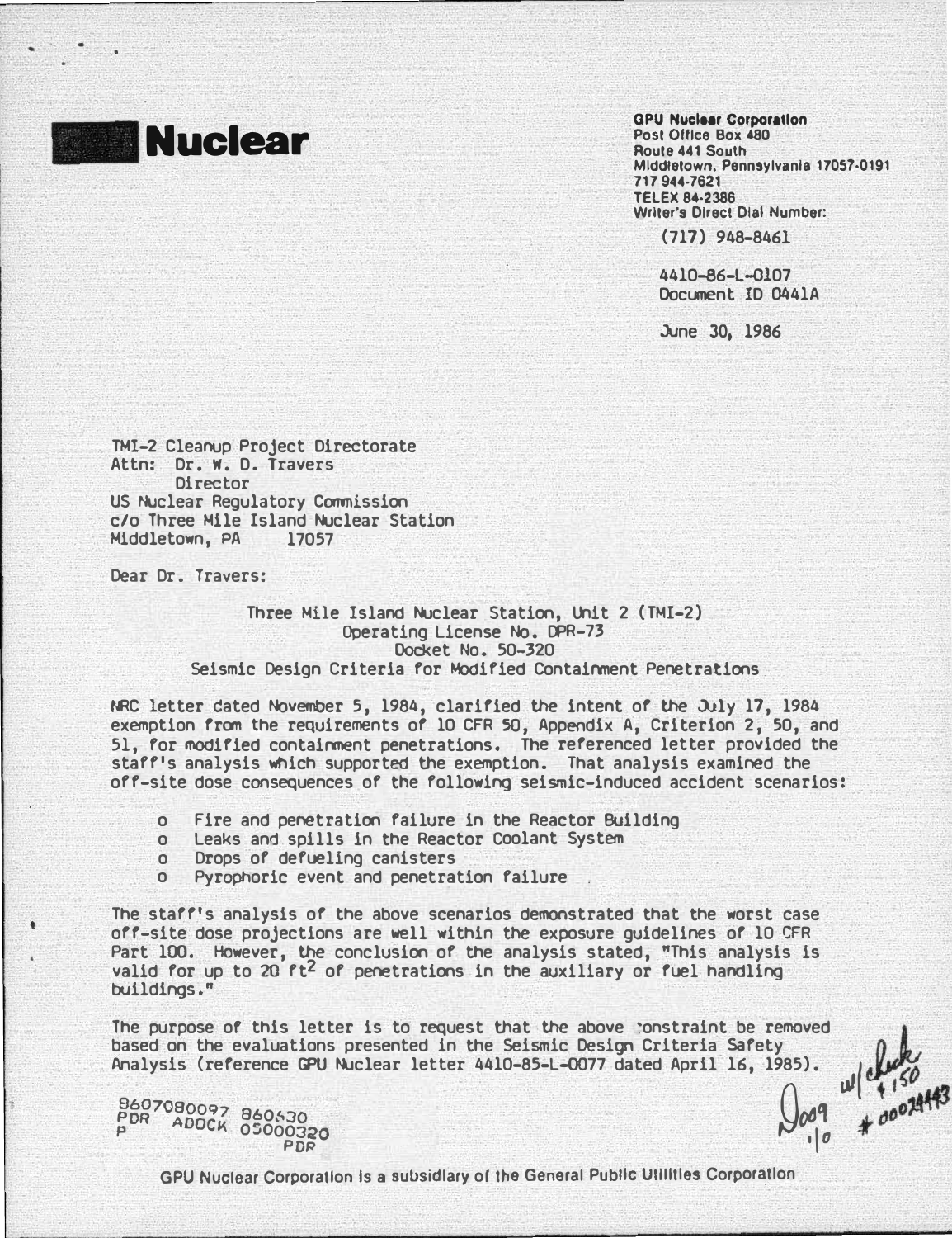# Nuclear

**GPU Nuclear Corporation**
Post Office Box 480
Route 441 South
Middletown, Pennsylvania 17057-0191
717 944-7621
TELEX 84-2386
Writer's Direct Dial Number:

(717) 948-8461

4410-86-L-0107
Document ID 0441A

June 30, 1986

TMI-2 Cleanup Project Directorate
Attn: Dr. W. D. Travers
Director
US Nuclear Regulatory Commission
c/o Three Mile Island Nuclear Station
Middletown, PA 17057

Dear Dr. Travers:

Three Mile Island Nuclear Station, Unit 2 (TMI-2)
Operating License No. DPR-73
Docket No. 50-320
Seismic Design Criteria for Modified Containment Penetrations

NRC letter dated November 5, 1984, clarified the intent of the July 17, 1984 exemption from the requirements of 10 CFR 50, Appendix A, Criterion 2, 50, and 51, for modified containment penetrations. The referenced letter provided the staff's analysis which supported the exemption. That analysis examined the off-site dose consequences of the following seismic-induced accident scenarios:

- Fire and penetration failure in the Reactor Building
- Leaks and spills in the Reactor Coolant System
- Drops of defueling canisters
- Pyrophoric event and penetration failure

The staff's analysis of the above scenarios demonstrated that the worst case off-site dose projections are well within the exposure guidelines of 10 CFR Part 100. However, the conclusion of the analysis stated, "This analysis is valid for up to 20 $ft^2$ of penetrations in the auxiliary or fuel handling buildings."

The purpose of this letter is to request that the above constraint be removed based on the evaluations presented in the Seismic Design Criteria Safety Analysis (reference GPU Nuclear letter 4410-85-L-0077 dated April 16, 1985).

8607080097 860630
PDR ADOCK 05000320
P PDR

D009
1/0

w/check
$150
#0002443

GPU Nuclear Corporation is a subsidiary of the General Public Utilities Corporation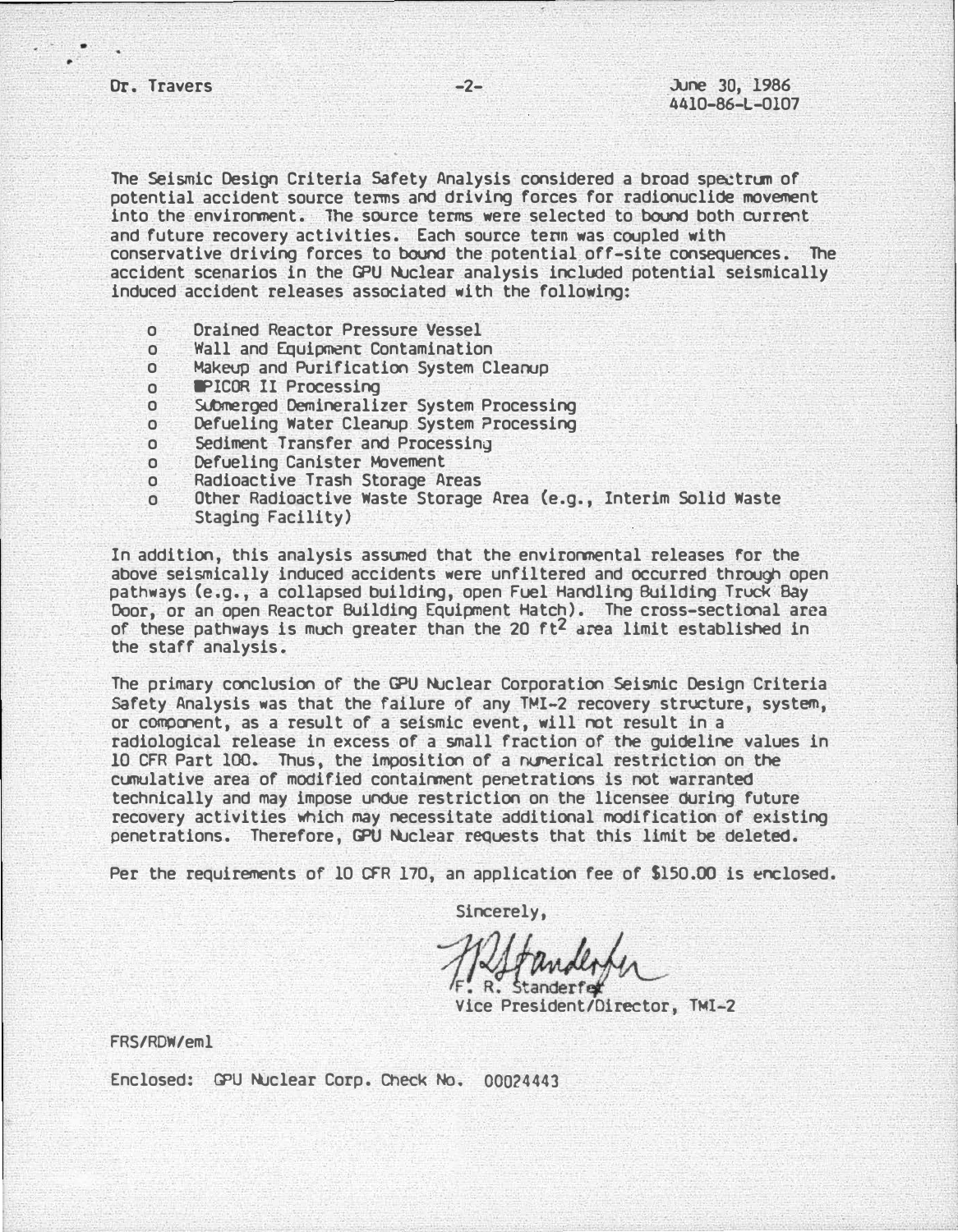The Seismic Design Criteria Safety Analysis considered a broad spectrum of potential accident source terms and driving forces for radionuclide movement into the environment. The source terms were selected to bound both current and future recovery activities. Each source term was coupled with conservative driving forces to bound the potential off-site consequences. The accident scenarios in the GPU Nuclear analysis included potential seismically induced accident releases associated with the following:

- Drained Reactor Pressure Vessel
- Wall and Equipment Contamination
- Makeup and Purification System Cleanup
- EPICOR II Processing
- Submerged Demineralizer System Processing
- Defueling Water Cleanup System Processing
- Sediment Transfer and Processing
- Defueling Canister Movement
- Radioactive Trash Storage Areas
- Other Radioactive Waste Storage Area (e.g., Interim Solid Waste Staging Facility)

In addition, this analysis assumed that the environmental releases for the above seismically induced accidents were unfiltered and occurred through open pathways (e.g., a collapsed building, open Fuel Handling Building Truck Bay Door, or an open Reactor Building Equipment Hatch). The cross-sectional area of these pathways is much greater than the 20 $ft^2$ area limit established in the staff analysis.

The primary conclusion of the GPU Nuclear Corporation Seismic Design Criteria Safety Analysis was that the failure of any TMI-2 recovery structure, system, or component, as a result of a seismic event, will not result in a radiological release in excess of a small fraction of the guideline values in 10 CFR Part 100. Thus, the imposition of a numerical restriction on the cumulative area of modified containment penetrations is not warranted technically and may impose undue restriction on the licensee during future recovery activities which may necessitate additional modification of existing penetrations. Therefore, GPU Nuclear requests that this limit be deleted.

Per the requirements of 10 CFR 170, an application fee of $150.00 is enclosed.

Sincerely,

F. R. Standerfer
Vice President/Director, TMI-2

FRS/RDW/eml

Enclosed: GPU Nuclear Corp. Check No. 00024443